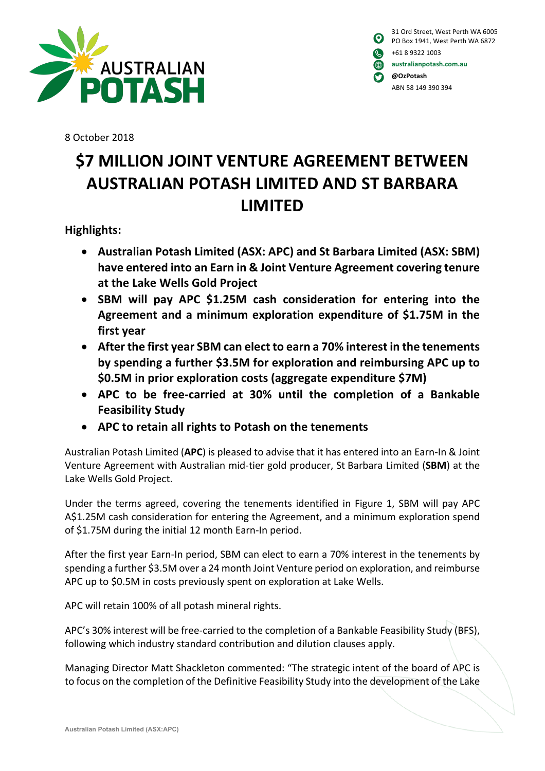AUSTRALIAN POTASH

31 Ord Street, West Perth WA 6005
PO Box 1941, West Perth WA 6872
+61 8 9322 1003
australianpotash.com.au
@OzPotash
ABN 58 149 390 394

8 October 2018

# $7 MILLION JOINT VENTURE AGREEMENT BETWEEN AUSTRALIAN POTASH LIMITED AND ST BARBARA LIMITED

## Highlights:

- **Australian Potash Limited (ASX: APC) and St Barbara Limited (ASX: SBM) have entered into an Earn in & Joint Venture Agreement covering tenure at the Lake Wells Gold Project**
- **SBM will pay APC $1.25M cash consideration for entering into the Agreement and a minimum exploration expenditure of $1.75M in the first year**
- **After the first year SBM can elect to earn a 70% interest in the tenements by spending a further $3.5M for exploration and reimbursing APC up to $0.5M in prior exploration costs (aggregate expenditure $7M)**
- **APC to be free-carried at 30% until the completion of a Bankable Feasibility Study**
- **APC to retain all rights to Potash on the tenements**

Australian Potash Limited (**APC**) is pleased to advise that it has entered into an Earn-In & Joint Venture Agreement with Australian mid-tier gold producer, St Barbara Limited (**SBM**) at the Lake Wells Gold Project.

Under the terms agreed, covering the tenements identified in Figure 1, SBM will pay APC A$1.25M cash consideration for entering the Agreement, and a minimum exploration spend of $1.75M during the initial 12 month Earn-In period.

After the first year Earn-In period, SBM can elect to earn a 70% interest in the tenements by spending a further $3.5M over a 24 month Joint Venture period on exploration, and reimburse APC up to $0.5M in costs previously spent on exploration at Lake Wells.

APC will retain 100% of all potash mineral rights.

APC's 30% interest will be free-carried to the completion of a Bankable Feasibility Study (BFS), following which industry standard contribution and dilution clauses apply.

Managing Director Matt Shackleton commented: "The strategic intent of the board of APC is to focus on the completion of the Definitive Feasibility Study into the development of the Lake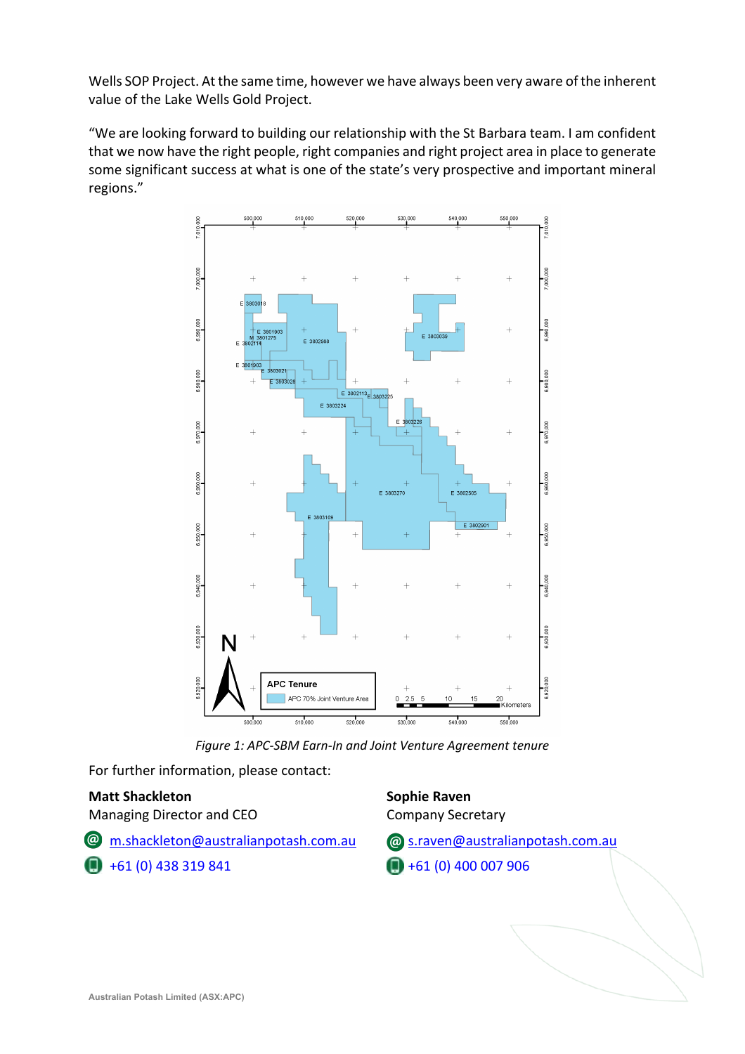Wells SOP Project. At the same time, however we have always been very aware of the inherent value of the Lake Wells Gold Project.

"We are looking forward to building our relationship with the St Barbara team. I am confident that we now have the right people, right companies and right project area in place to generate some significant success at what is one of the state's very prospective and important mineral regions."

APC Tenure

APC 70% Joint Venture Area

N

0 2.5 5 10 15 20 Kilometers

*Figure 1: APC-SBM Earn-In and Joint Venture Agreement tenure*

For further information, please contact:

**Matt Shackleton**
Managing Director and CEO
m.shackleton@australianpotash.com.au
+61 (0) 438 319 841

**Sophie Raven**
Company Secretary
s.raven@australianpotash.com.au
+61 (0) 400 007 906